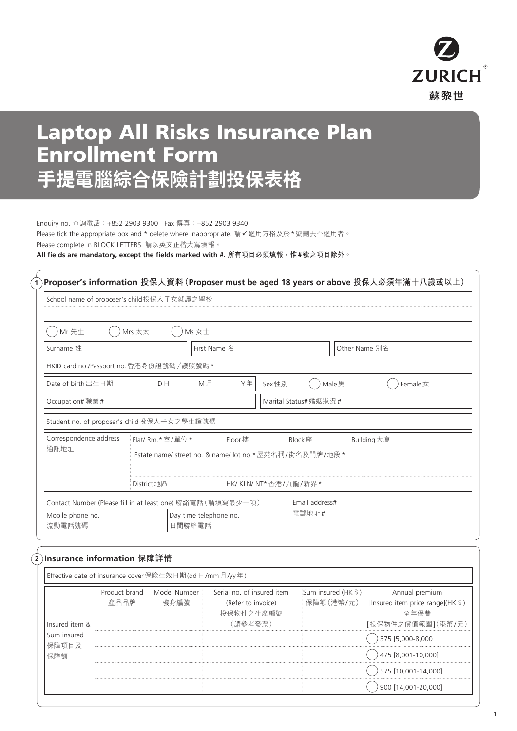ZURICH®
蘇黎世

# Laptop All Risks Insurance Plan Enrollment Form
# 手提電腦綜合保險計劃投保表格

Enquiry no. 查詢電話：+852 2903 9300 Fax 傳真：+852 2903 9340
Please tick the appropriate box and * delete where inappropriate. 請✓適用方格及於*號刪去不適用者。
Please complete in BLOCK LETTERS. 請以英文正楷大寫填報。
**All fields are mandatory, except the fields marked with #. 所有項目必須填報，惟#號之項目除外。**

## 1 Proposer's information 投保人資料（Proposer must be aged 18 years or above 投保人必須年滿十八歲或以上）

School name of proposer's child 投保人子女就讀之學校

◯ Mr 先生 ◯ Mrs 太太 ◯ Ms 女士

| Surname 姓 | First Name 名 | Other Name 別名 |
|---|---|---|

HKID card no./Passport no. 香港身份證號碼／護照號碼*

| Date of birth 出生日期 D 日 M 月 Y 年 | Sex 性別 ◯ Male 男 ◯ Female 女 |
|---|---|
| Occupation# 職業# | Marital Status# 婚姻狀況# |

Student no. of proposer's child 投保人子女之學生證號碼

| Correspondence address 通訊地址 | Flat/ Rm.* 室/單位* Floor 樓 Block 座 Building 大廈 |
|---|---|
| | Estate name/ street no. & name/ lot no.* 屋苑名稱/街名及門牌/地段* |
| | District 地區 HK/ KLN/ NT* 香港/九龍/新界* |

| Contact Number (Please fill in at least one) 聯絡電話（請填寫最少一項） | | Email address# 電郵地址# |
|---|---|---|
| Mobile phone no. 流動電話號碼 | Day time telephone no. 日間聯絡電話 | |

## 2 Insurance information 保障詳情

Effective date of insurance cover 保險生效日期(dd 日/mm 月/yy 年)

| Insured item & Sum insured 保障項目及保障額 | Product brand 產品品牌 | Model Number 機身編號 | Serial no. of insured item (Refer to invoice) 投保物件之生產編號（請參考發票） | Sum insured (HK $) 保障額（港幣/元） | Annual premium [Insured item price range](HK $) 全年保費 [投保物件之價值範圍]（港幣/元） |
|---|---|---|---|---|---|
| | | | | | ◯ 375 [5,000-8,000] |
| | | | | | ◯ 475 [8,001-10,000] |
| | | | | | ◯ 575 [10,001-14,000] |
| | | | | | ◯ 900 [14,001-20,000] |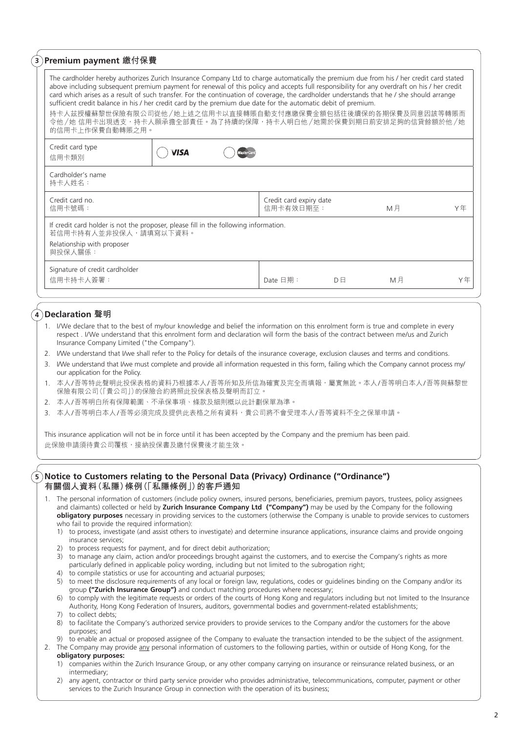## 3 Premium payment 繳付保費

The cardholder hereby authorizes Zurich Insurance Company Ltd to charge automatically the premium due from his / her credit card stated above including subsequent premium payment for renewal of this policy and accepts full responsibility for any overdraft on his / her credit card which arises as a result of such transfer. For the continuation of coverage, the cardholder understands that he / she should arrange sufficient credit balance in his / her credit card by the premium due date for the automatic debit of premium.

持卡人茲授權蘇黎世保險有限公司從他／她上述之信用卡以直接轉賬自動支付應繳保費金額包括往後續保的各期保費及同意因該等轉賬而令他／她 信用卡出現透支，持卡人願承擔全部責任。為了持續的保障，持卡人明白他／她需於保費到期日前安排足夠的信貸餘額於他／她的信用卡上作保費自動轉賬之用。

| Credit card type 信用卡類別 | ◯ VISA ◯ MasterCard | | |
|---|---|---|---|
| Cardholder's name 持卡人姓名： | | | |
| Credit card no. 信用卡號碼： | | Credit card expiry date 信用卡有效日期至： | M月 Y年 |
| If credit card holder is not the proposer, please fill in the following information. 若信用卡持有人並非投保人，請填寫以下資料。<br>Relationship with proposer 與投保人關係： | | | |
| Signature of credit cardholder 信用卡持卡人簽署： | | Date 日期： | D日 M月 Y年 |

## 4 Declaration 聲明

1. I/We declare that to the best of my/our knowledge and belief the information on this enrolment form is true and complete in every respect . I/We understand that this enrolment form and declaration will form the basis of the contract between me/us and Zurich Insurance Company Limited ("the Company").
2. I/We understand that I/we shall refer to the Policy for details of the insurance coverage, exclusion clauses and terms and conditions.
3. I/We understand that I/we must complete and provide all information requested in this form, failing which the Company cannot process my/our application for the Policy.

1. 本人/吾等特此聲明此投保表格的資料乃根據本人/吾等所知及所信為確實及完全而填報，屬實無訛。本人/吾等明白本人/吾等與蘇黎世保險有限公司(「貴公司」)的保險合約將照此投保表格及聲明而訂立。
2. 本人/吾等明白所有保障範圍、不承保事項、條款及細則概以此計劃保單為準。
3. 本人/吾等明白本人/吾等必須完成及提供此表格之所有資料，貴公司將不會受理本人/吾等資料不全之保單申請。

This insurance application will not be in force until it has been accepted by the Company and the premium has been paid.

此保險申請須待貴公司覆核，接納投保書及繳付保費後才能生效。

## 5 Notice to Customers relating to the Personal Data (Privacy) Ordinance ("Ordinance") 有關個人資料(私隱)條例(「私隱條例」)的客戶通知

1. The personal information of customers (include policy owners, insured persons, beneficiaries, premium payors, trustees, policy assignees and claimants) collected or held by **Zurich Insurance Company Ltd ("Company")** may be used by the Company for the following **obligatory purposes** necessary in providing services to the customers (otherwise the Company is unable to provide services to customers who fail to provide the required information):
   1) to process, investigate (and assist others to investigate) and determine insurance applications, insurance claims and provide ongoing insurance services;
   2) to process requests for payment, and for direct debit authorization;
   3) to manage any claim, action and/or proceedings brought against the customers, and to exercise the Company's rights as more particularly defined in applicable policy wording, including but not limited to the subrogation right;
   4) to compile statistics or use for accounting and actuarial purposes;
   5) to meet the disclosure requirements of any local or foreign law, regulations, codes or guidelines binding on the Company and/or its group **("Zurich Insurance Group")** and conduct matching procedures where necessary;
   6) to comply with the legitimate requests or orders of the courts of Hong Kong and regulators including but not limited to the Insurance Authority, Hong Kong Federation of Insurers, auditors, governmental bodies and government-related establishments;
   7) to collect debts;
   8) to facilitate the Company's authorized service providers to provide services to the Company and/or the customers for the above purposes; and
   9) to enable an actual or proposed assignee of the Company to evaluate the transaction intended to be the subject of the assignment.
2. The Company may provide any personal information of customers to the following parties, within or outside of Hong Kong, for the **obligatory purposes:**
   1) companies within the Zurich Insurance Group, or any other company carrying on insurance or reinsurance related business, or an intermediary;
   2) any agent, contractor or third party service provider who provides administrative, telecommunications, computer, payment or other services to the Zurich Insurance Group in connection with the operation of its business;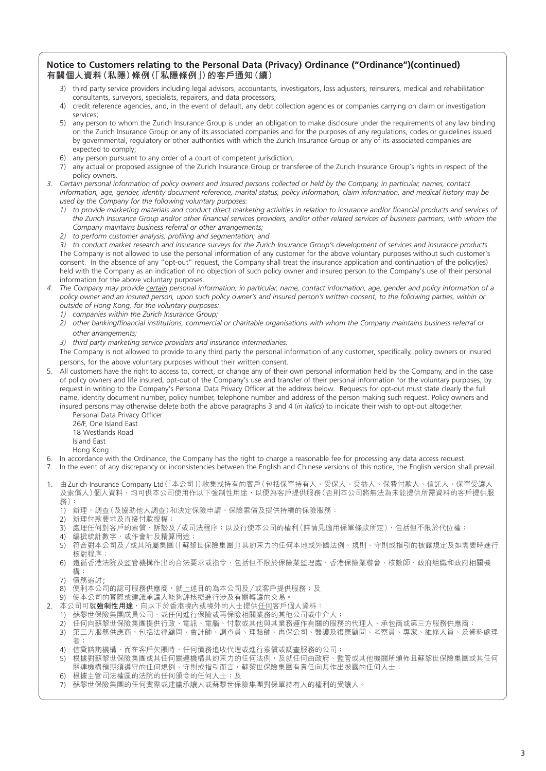## Notice to Customers relating to the Personal Data (Privacy) Ordinance ("Ordinance")(continued)
## 有關個人資料（私隱）條例（「私隱條例」）的客戶通知（續）

3) third party service providers including legal advisors, accountants, investigators, loss adjusters, reinsurers, medical and rehabilitation consultants, surveyors, specialists, repairers, and data processors;
4) credit reference agencies, and, in the event of default, any debt collection agencies or companies carrying on claim or investigation services;
5) any person to whom the Zurich Insurance Group is under an obligation to make disclosure under the requirements of any law binding on the Zurich Insurance Group or any of its associated companies and for the purposes of any regulations, codes or guidelines issued by governmental, regulatory or other authorities with which the Zurich Insurance Group or any of its associated companies are expected to comply;
6) any person pursuant to any order of a court of competent jurisdiction;
7) any actual or proposed assignee of the Zurich Insurance Group or transferee of the Zurich Insurance Group's rights in respect of the policy owners.

3. *Certain personal information of policy owners and insured persons collected or held by the Company, in particular, names, contact information, age, gender, identity document reference, marital status, policy information, claim information, and medical history may be used by the Company for the following voluntary purposes:*
   1) *to provide marketing materials and conduct direct marketing activities in relation to insurance and/or financial products and services of the Zurich Insurance Group and/or other financial services providers, and/or other related services of business partners, with whom the Company maintains business referral or other arrangements;*
   2) *to perform customer analysis, profiling and segmentation; and*
   3) *to conduct market research and insurance surveys for the Zurich Insurance Group's development of services and insurance products.*

   The Company is not allowed to use the personal information of any customer for the above voluntary purposes without such customer's consent. In the absence of any "opt-out" request, the Company shall treat the insurance application and continuation of the policy(ies) held with the Company as an indication of no objection of such policy owner and insured person to the Company's use of their personal information for the above voluntary purposes.

4. *The Company may provide certain personal information, in particular, name, contact information, age, gender and policy information of a policy owner and an insured person, upon such policy owner's and insured person's written consent, to the following parties, within or outside of Hong Kong, for the voluntary purposes:*
   1) *companies within the Zurich Insurance Group;*
   2) *other banking/financial institutions, commercial or charitable organisations with whom the Company maintains business referral or other arrangements;*
   3) *third party marketing service providers and insurance intermediaries.*

   The Company is not allowed to provide to any third party the personal information of any customer, specifically, policy owners or insured persons, for the above voluntary purposes without their written consent.

5. All customers have the right to access to, correct, or change any of their own personal information held by the Company, and in the case of policy owners and life insured, opt-out of the Company's use and transfer of their personal information for the voluntary purposes, by request in writing to the Company's Personal Data Privacy Officer at the address below. Requests for opt-out must state clearly the full name, identity document number, policy number, telephone number and address of the person making such request. Policy owners and insured persons may otherwise delete both the above paragraphs 3 and 4 (*in italics*) to indicate their wish to opt-out altogether.

   Personal Data Privacy Officer
   26/F, One Island East
   18 Westlands Road
   Island East
   Hong Kong

6. In accordance with the Ordinance, the Company has the right to charge a reasonable fee for processing any data access request.
7. In the event of any discrepancy or inconsistencies between the English and Chinese versions of this notice, the English version shall prevail.

1. 由Zurich Insurance Company Ltd（「本公司」）收集或持有的客戶（包括保單持有人、受保人、受益人、保費付款人、信託人、保單受讓人及索償人）個人資料，均可供本公司使用作以下強制性用途，以便為客戶提供服務（否則本公司將無法為未能提供所需資料的客戶提供服務）：
   1) 辦理，調查（及協助他人調查）和決定保險申請、保險索償及提供持續的保險服務；
   2) 辦理付款要求及直接付款授權；
   3) 處理任何對客戶的索償、訴訟及／或司法程序；以及行使本公司的權利（詳情見適用保單條款所定），包括但不限於代位權；
   4) 編撰統計數字，或作會計及精算用途；
   5) 符合對本公司及／或其所屬集團（「蘇黎世保險集團」）具約束力的任何本地或外國法例、規則、守則或指引的披露規定及如需要時進行核對程序；
   6) 遵循香港法院及監管機構作出的合法要求或指令，包括但不限於保險業監理處、香港保險業聯會、核數師、政府組織和政府相關機構；
   7) 債務追討；
   8) 便利本公司的認可服務供應商，就上述目的為本公司及／或客戶提供服務；及
   9) 使本公司的實際或建議承讓人能夠評核擬進行涉及有關轉讓的交易。
2. 本公司可就**強制性用途**，向以下於香港境內或境外的人士提供任何客戶個人資料：
   1) 蘇黎世保險集團成員公司，或任何進行保險或再保險相關業務的其他公司或中介人；
   2) 任何向蘇黎世保險集團提供行政、電訊、電腦、付款或其他與其業務運作有關的服務的代理人、承包商或第三方服務供應商；
   3) 第三方服務供應商，包括法律顧問、會計師、調查員、理賠師、再保公司、醫護及復康顧問、考察員、專家、維修人員、及資料處理者；
   4) 信貸諮詢機構、而在客戶欠賬時，任何債務追收代理或進行索償或調查服務的公司；
   5) 根據對蘇黎世保險集團或其任何關連機構具約束力的任何法例，及就任何由政府、監管或其他機關所頒佈且蘇黎世保險集團或其任何關連機構預期須遵守的任何規例、守則或指引而言，蘇黎世保險集團有責任向其作出披露的任何人士；
   6) 根據主管司法權區的法院的任何頒令的任何人士；及
   7) 蘇黎世保險集團的任何實際或建議承讓人或蘇黎世保險集團對保單持有人的權利的受讓人。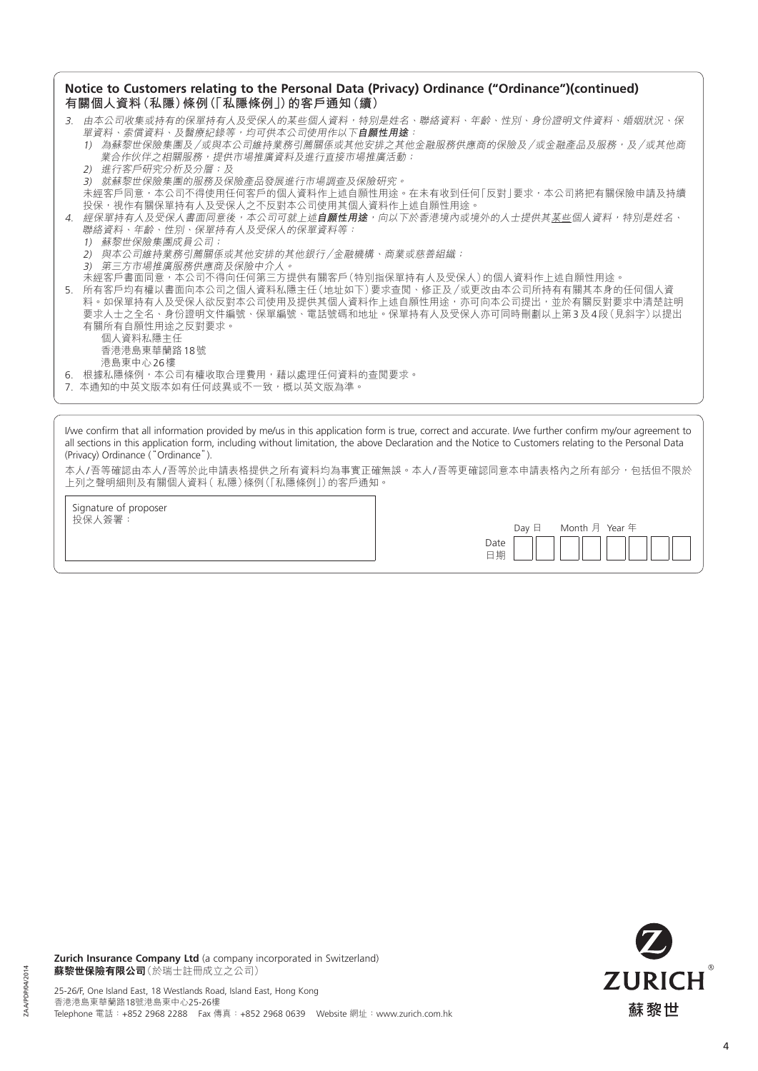## Notice to Customers relating to the Personal Data (Privacy) Ordinance (“Ordinance”)(continued)
## 有關個人資料（私隱）條例（「私隱條例」）的客戶通知（續）

3. *由本公司收集或持有的保單持有人及受保人的某些個人資料，特別是姓名、聯絡資料、年齡、性別、身份證明文件資料、婚姻狀況、保單資料、索償資料、及醫療紀錄等，均可供本公司使用作以下**自願性用途**：*
   1) *為蘇黎世保險集團及／或與本公司維持業務引薦關係或其他安排之其他金融服務供應商的保險及／或金融產品及服務，及／或其他商業合作伙伴之相關服務，提供市場推廣資料及進行直接市場推廣活動；*
   2) *進行客戶研究分析及分層；及*
   3) *就蘇黎世保險集團的服務及保險產品發展進行市場調查及保險研究。*

   未經客戶同意，本公司不得使用任何客戶的個人資料作上述自願性用途。在未有收到任何「反對」要求，本公司將把有關保險申請及持續投保，視作有關保單持有人及受保人之不反對本公司使用其個人資料作上述自願性用途。
4. *經保單持有人及受保人書面同意後，本公司可就上述**自願性用途**，向以下於香港境內或境外的人士提供其<u>某些</u>個人資料，特別是姓名、聯絡資料、年齡、性別、保單持有人及受保人的保單資料等：*
   1) *蘇黎世保險集團成員公司；*
   2) *與本公司維持業務引薦關係或其他安排的其他銀行／金融機構、商業或慈善組織；*
   3) *第三方市場推廣服務供應商及保險中介人。*

   未經客戶書面同意，本公司不得向任何第三方提供有關客戶（特別指保單持有人及受保人）的個人資料作上述自願性用途。
5. 所有客戶均有權以書面向本公司之個人資料私隱主任（地址如下）要求查閱、修正及／或更改由本公司所持有有關其本身的任何個人資料。如保單持有人及受保人欲反對本公司使用及提供其個人資料作上述自願性用途，亦可向本公司提出，並於有關反對要求中清楚註明要求人士之全名、身份證明文件編號、保單編號、電話號碼和地址。保單持有人及受保人亦可同時刪劃以上第3及4段（見斜字）以提出有關所有自願性用途之反對要求。

   個人資料私隱主任
   香港港島東華蘭路18號
   港島東中心26樓
6. 根據私隱條例，本公司有權收取合理費用，藉以處理任何資料的查閱要求。
7. 本通知的中英文版本如有任何歧異或不一致，概以英文版為準。

I/we confirm that all information provided by me/us in this application form is true, correct and accurate. I/we further confirm my/our agreement to all sections in this application form, including without limitation, the above Declaration and the Notice to Customers relating to the Personal Data (Privacy) Ordinance (“Ordinance”).

本人/吾等確認由本人/吾等於此申請表格提供之所有資料均為事實正確無誤。本人/吾等更確認同意本申請表格內之所有部分，包括但不限於上列之聲明細則及有關個人資料（私隱）條例（「私隱條例」）的客戶通知。

Signature of proposer
投保人簽署：

Date 日期 Day 日 Month 月 Year 年

**Zurich Insurance Company Ltd** (a company incorporated in Switzerland)
**蘇黎世保險有限公司**（於瑞士註冊成立之公司）

25-26/F, One Island East, 18 Westlands Road, Island East, Hong Kong
香港港島東華蘭路18號港島東中心25-26樓
Telephone 電話：+852 2968 2288 Fax 傳真：+852 2968 0639 Website 網址：www.zurich.com.hk

ZURICH 蘇黎世

ZAA/PDP04/2014